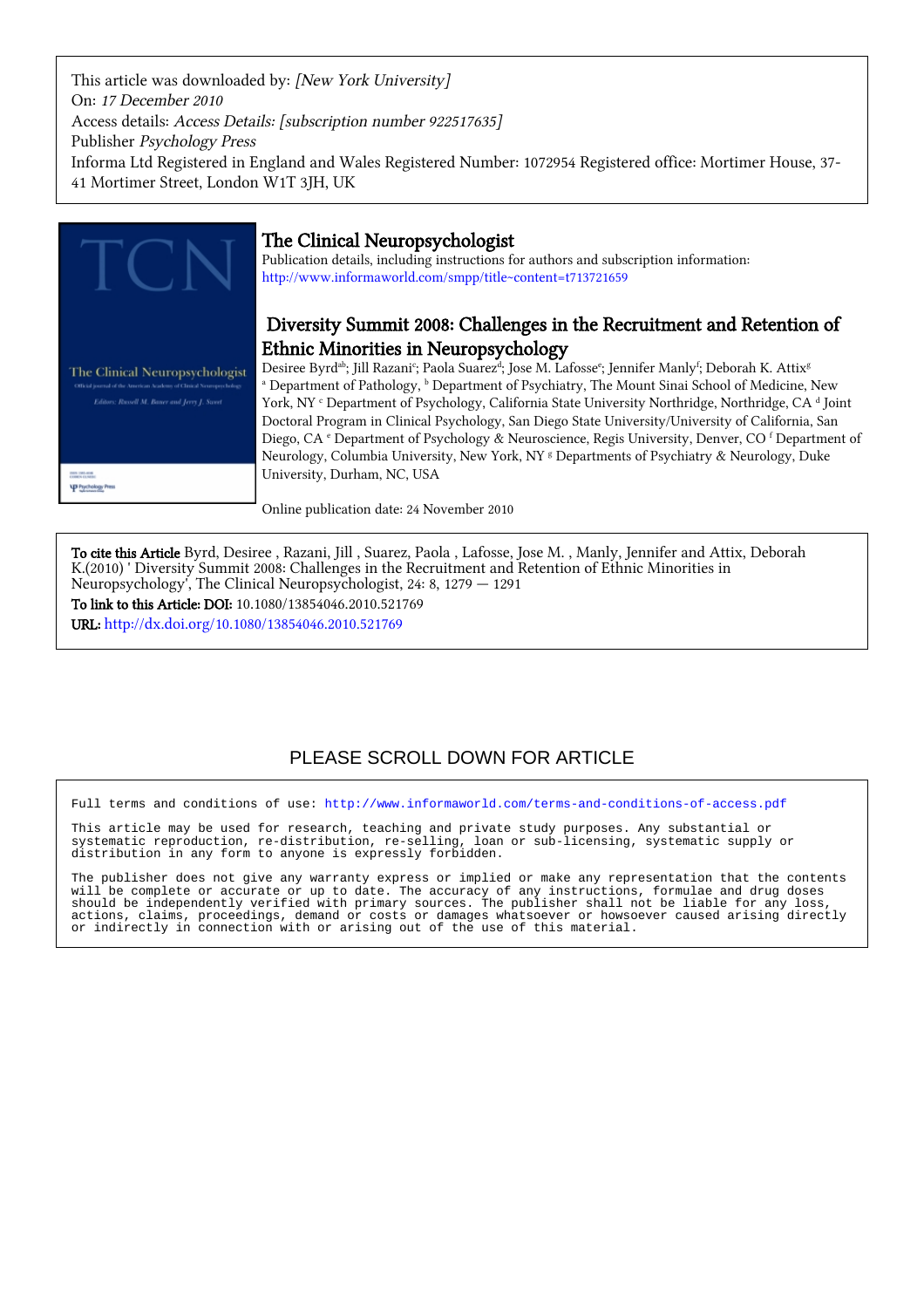This article was downloaded by: *[New York University]*
On: *17 December 2010*
Access details: *Access Details: [subscription number 922517635]*
Publisher *Psychology Press*
Informa Ltd Registered in England and Wales Registered Number: 1072954 Registered office: Mortimer House, 37-41 Mortimer Street, London W1T 3JH, UK

# The Clinical Neuropsychologist

Publication details, including instructions for authors and subscription information:
http://www.informaworld.com/smpp/title~content=t713721659

## Diversity Summit 2008: Challenges in the Recruitment and Retention of Ethnic Minorities in Neuropsychology

Desiree Byrd[ab]; Jill Razani[c]; Paola Suarez[d]; Jose M. Lafosse[e]; Jennifer Manly[f]; Deborah K. Attix[g]

[a] Department of Pathology, [b] Department of Psychiatry, The Mount Sinai School of Medicine, New York, NY [c] Department of Psychology, California State University Northridge, Northridge, CA [d] Joint Doctoral Program in Clinical Psychology, San Diego State University/University of California, San Diego, CA [e] Department of Psychology & Neuroscience, Regis University, Denver, CO [f] Department of Neurology, Columbia University, New York, NY [g] Departments of Psychiatry & Neurology, Duke University, Durham, NC, USA

Online publication date: 24 November 2010

**To cite this Article** Byrd, Desiree , Razani, Jill , Suarez, Paola , Lafosse, Jose M. , Manly, Jennifer and Attix, Deborah K.(2010) ' Diversity Summit 2008: Challenges in the Recruitment and Retention of Ethnic Minorities in Neuropsychology', The Clinical Neuropsychologist, 24: 8, 1279 — 1291

**To link to this Article: DOI:** 10.1080/13854046.2010.521769

**URL:** http://dx.doi.org/10.1080/13854046.2010.521769

PLEASE SCROLL DOWN FOR ARTICLE

Full terms and conditions of use: http://www.informaworld.com/terms-and-conditions-of-access.pdf

This article may be used for research, teaching and private study purposes. Any substantial or systematic reproduction, re-distribution, re-selling, loan or sub-licensing, systematic supply or distribution in any form to anyone is expressly forbidden.

The publisher does not give any warranty express or implied or make any representation that the contents will be complete or accurate or up to date. The accuracy of any instructions, formulae and drug doses should be independently verified with primary sources. The publisher shall not be liable for any loss, actions, claims, proceedings, demand or costs or damages whatsoever or howsoever caused arising directly or indirectly in connection with or arising out of the use of this material.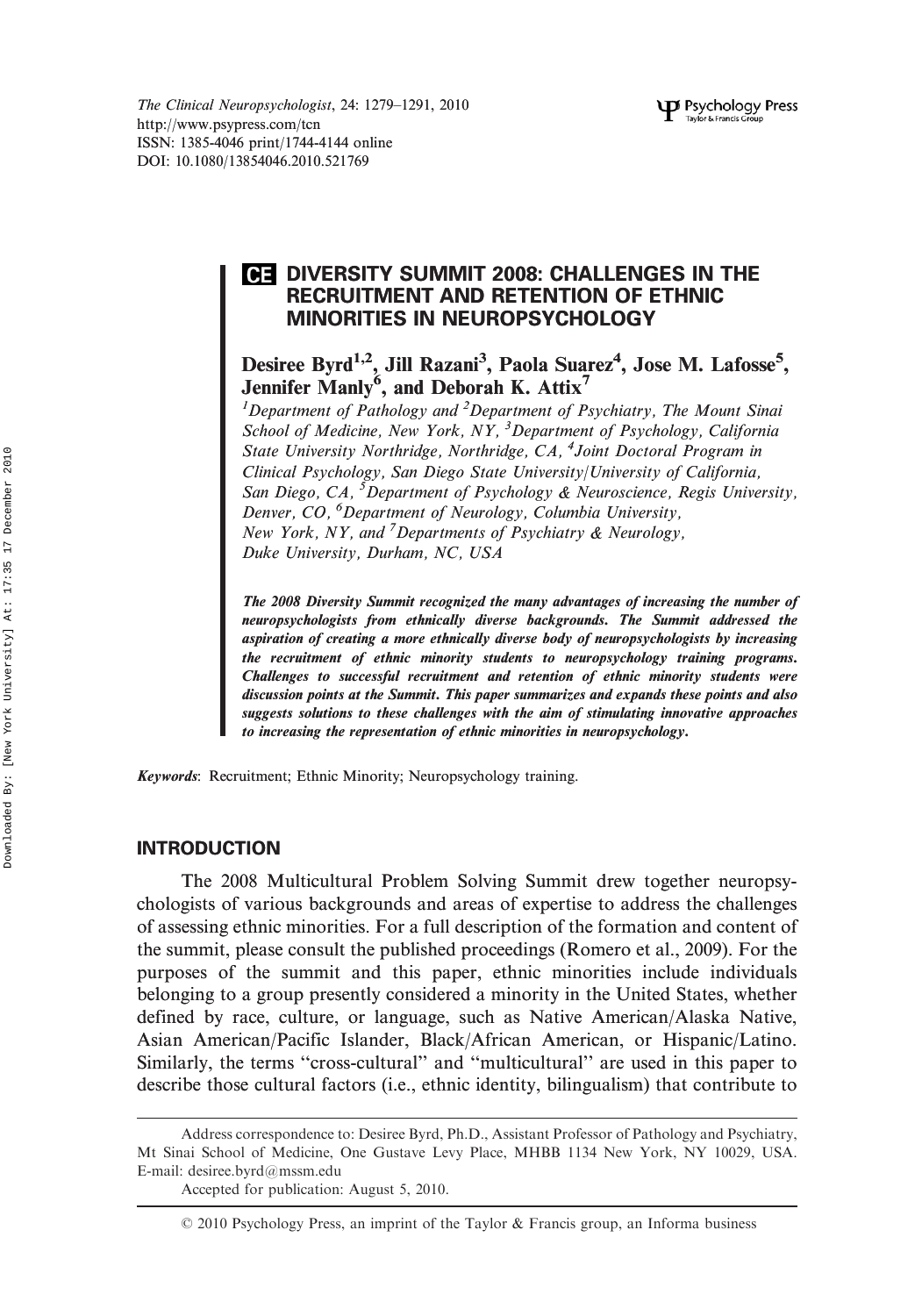# DIVERSITY SUMMIT 2008: CHALLENGES IN THE RECRUITMENT AND RETENTION OF ETHNIC MINORITIES IN NEUROPSYCHOLOGY

**Desiree Byrd[1,2], Jill Razani[3], Paola Suarez[4], Jose M. Lafosse[5], Jennifer Manly[6], and Deborah K. Attix[7]**

*[1]Department of Pathology and [2]Department of Psychiatry, The Mount Sinai School of Medicine, New York, NY, [3]Department of Psychology, California State University Northridge, Northridge, CA, [4]Joint Doctoral Program in Clinical Psychology, San Diego State University/University of California, San Diego, CA, [5]Department of Psychology & Neuroscience, Regis University, Denver, CO, [6]Department of Neurology, Columbia University, New York, NY, and [7]Departments of Psychiatry & Neurology, Duke University, Durham, NC, USA*

***The 2008 Diversity Summit recognized the many advantages of increasing the number of neuropsychologists from ethnically diverse backgrounds. The Summit addressed the aspiration of creating a more ethnically diverse body of neuropsychologists by increasing the recruitment of ethnic minority students to neuropsychology training programs. Challenges to successful recruitment and retention of ethnic minority students were discussion points at the Summit. This paper summarizes and expands these points and also suggests solutions to these challenges with the aim of stimulating innovative approaches to increasing the representation of ethnic minorities in neuropsychology.***

***Keywords***: Recruitment; Ethnic Minority; Neuropsychology training.

## INTRODUCTION

The 2008 Multicultural Problem Solving Summit drew together neuropsychologists of various backgrounds and areas of expertise to address the challenges of assessing ethnic minorities. For a full description of the formation and content of the summit, please consult the published proceedings (Romero et al., 2009). For the purposes of the summit and this paper, ethnic minorities include individuals belonging to a group presently considered a minority in the United States, whether defined by race, culture, or language, such as Native American/Alaska Native, Asian American/Pacific Islander, Black/African American, or Hispanic/Latino. Similarly, the terms "cross-cultural" and "multicultural" are used in this paper to describe those cultural factors (i.e., ethnic identity, bilingualism) that contribute to

---

Address correspondence to: Desiree Byrd, Ph.D., Assistant Professor of Pathology and Psychiatry, Mt Sinai School of Medicine, One Gustave Levy Place, MHBB 1134 New York, NY 10029, USA. E-mail: desiree.byrd@mssm.edu

Accepted for publication: August 5, 2010.

© 2010 Psychology Press, an imprint of the Taylor & Francis group, an Informa business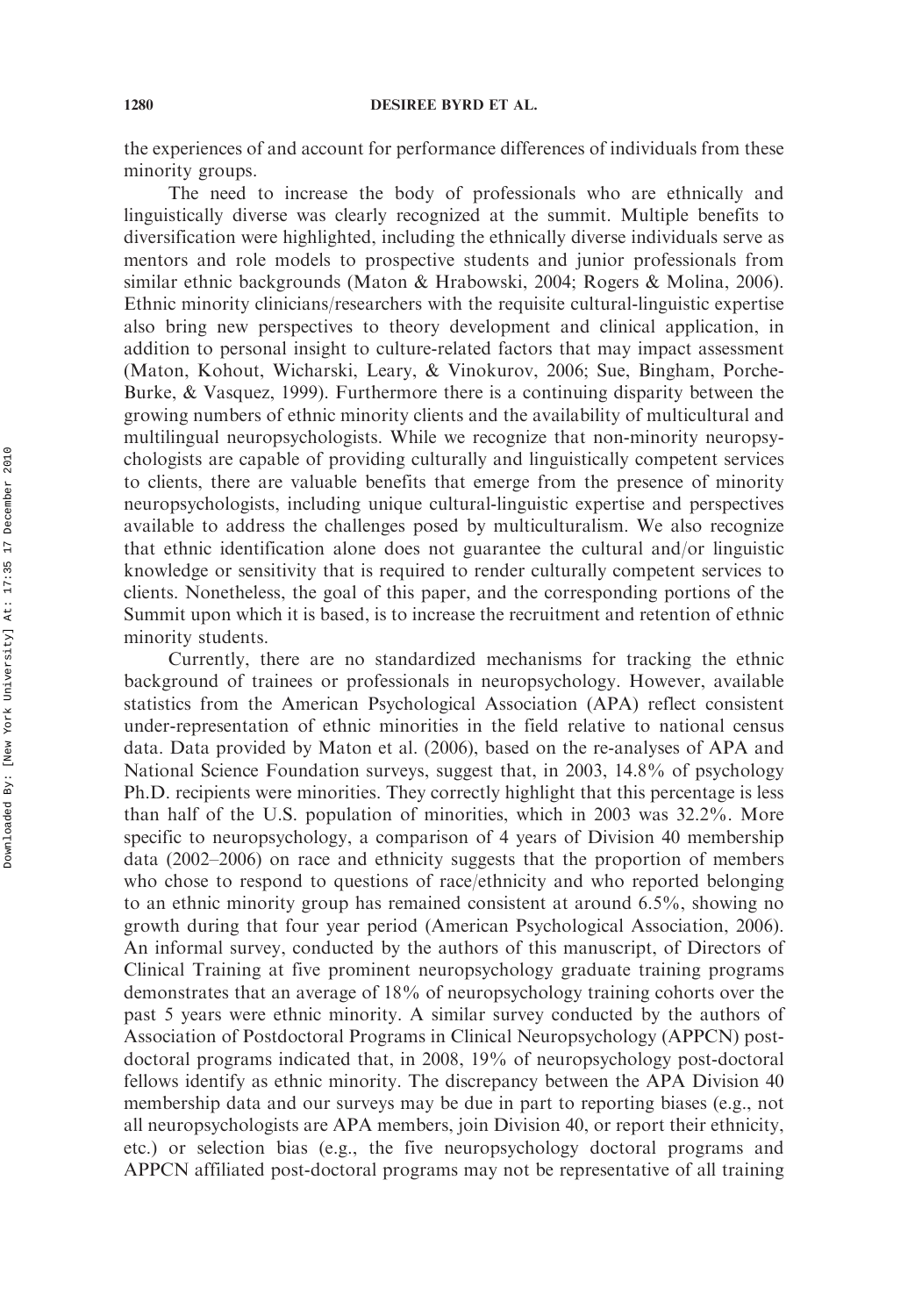the experiences of and account for performance differences of individuals from these minority groups.

The need to increase the body of professionals who are ethnically and linguistically diverse was clearly recognized at the summit. Multiple benefits to diversification were highlighted, including the ethnically diverse individuals serve as mentors and role models to prospective students and junior professionals from similar ethnic backgrounds (Maton & Hrabowski, 2004; Rogers & Molina, 2006). Ethnic minority clinicians/researchers with the requisite cultural-linguistic expertise also bring new perspectives to theory development and clinical application, in addition to personal insight to culture-related factors that may impact assessment (Maton, Kohout, Wicharski, Leary, & Vinokurov, 2006; Sue, Bingham, Porche-Burke, & Vasquez, 1999). Furthermore there is a continuing disparity between the growing numbers of ethnic minority clients and the availability of multicultural and multilingual neuropsychologists. While we recognize that non-minority neuropsychologists are capable of providing culturally and linguistically competent services to clients, there are valuable benefits that emerge from the presence of minority neuropsychologists, including unique cultural-linguistic expertise and perspectives available to address the challenges posed by multiculturalism. We also recognize that ethnic identification alone does not guarantee the cultural and/or linguistic knowledge or sensitivity that is required to render culturally competent services to clients. Nonetheless, the goal of this paper, and the corresponding portions of the Summit upon which it is based, is to increase the recruitment and retention of ethnic minority students.

Currently, there are no standardized mechanisms for tracking the ethnic background of trainees or professionals in neuropsychology. However, available statistics from the American Psychological Association (APA) reflect consistent under-representation of ethnic minorities in the field relative to national census data. Data provided by Maton et al. (2006), based on the re-analyses of APA and National Science Foundation surveys, suggest that, in 2003, 14.8% of psychology Ph.D. recipients were minorities. They correctly highlight that this percentage is less than half of the U.S. population of minorities, which in 2003 was 32.2%. More specific to neuropsychology, a comparison of 4 years of Division 40 membership data (2002–2006) on race and ethnicity suggests that the proportion of members who chose to respond to questions of race/ethnicity and who reported belonging to an ethnic minority group has remained consistent at around 6.5%, showing no growth during that four year period (American Psychological Association, 2006). An informal survey, conducted by the authors of this manuscript, of Directors of Clinical Training at five prominent neuropsychology graduate training programs demonstrates that an average of 18% of neuropsychology training cohorts over the past 5 years were ethnic minority. A similar survey conducted by the authors of Association of Postdoctoral Programs in Clinical Neuropsychology (APPCN) post-doctoral programs indicated that, in 2008, 19% of neuropsychology post-doctoral fellows identify as ethnic minority. The discrepancy between the APA Division 40 membership data and our surveys may be due in part to reporting biases (e.g., not all neuropsychologists are APA members, join Division 40, or report their ethnicity, etc.) or selection bias (e.g., the five neuropsychology doctoral programs and APPCN affiliated post-doctoral programs may not be representative of all training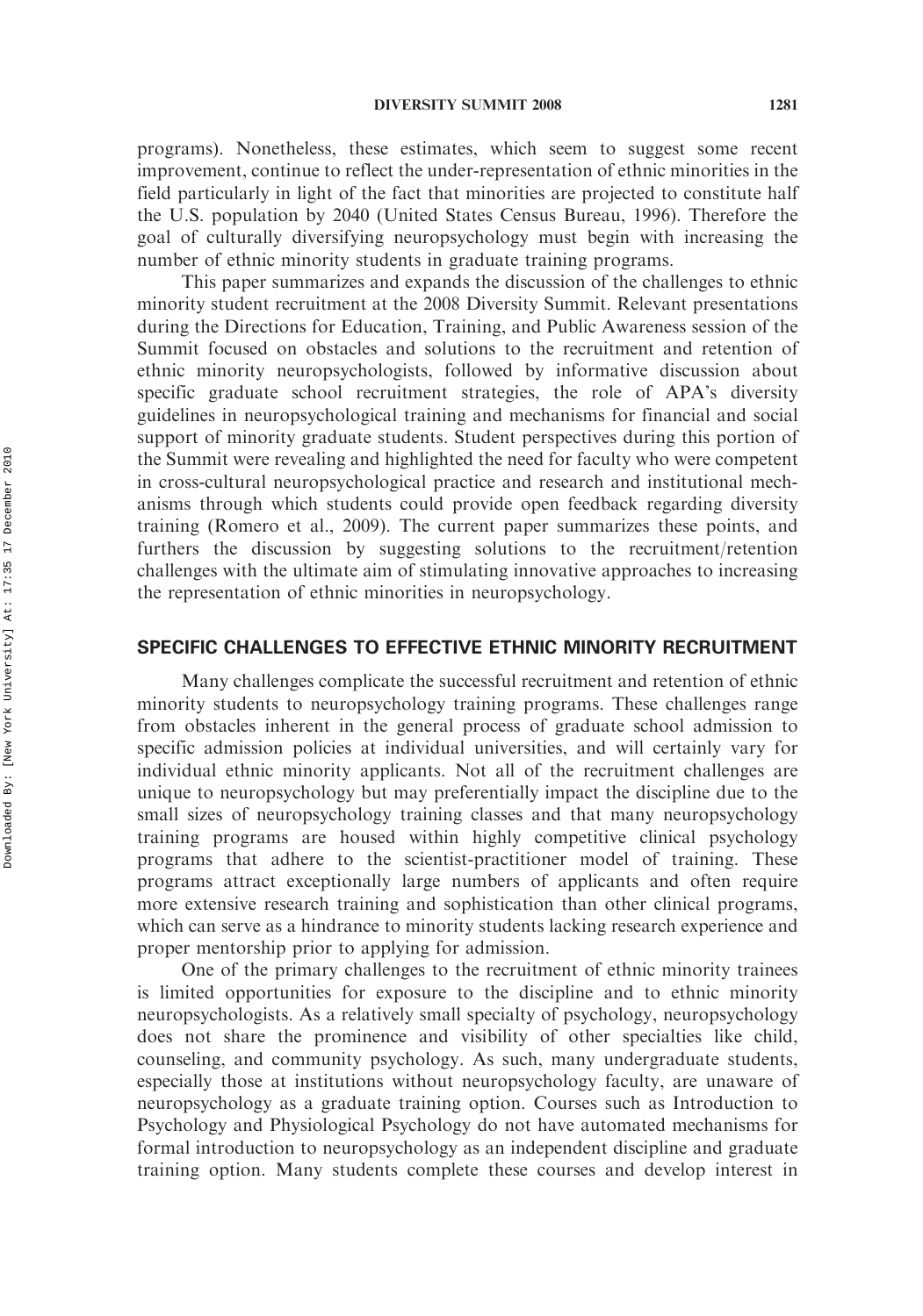programs). Nonetheless, these estimates, which seem to suggest some recent improvement, continue to reflect the under-representation of ethnic minorities in the field particularly in light of the fact that minorities are projected to constitute half the U.S. population by 2040 (United States Census Bureau, 1996). Therefore the goal of culturally diversifying neuropsychology must begin with increasing the number of ethnic minority students in graduate training programs.

This paper summarizes and expands the discussion of the challenges to ethnic minority student recruitment at the 2008 Diversity Summit. Relevant presentations during the Directions for Education, Training, and Public Awareness session of the Summit focused on obstacles and solutions to the recruitment and retention of ethnic minority neuropsychologists, followed by informative discussion about specific graduate school recruitment strategies, the role of APA's diversity guidelines in neuropsychological training and mechanisms for financial and social support of minority graduate students. Student perspectives during this portion of the Summit were revealing and highlighted the need for faculty who were competent in cross-cultural neuropsychological practice and research and institutional mechanisms through which students could provide open feedback regarding diversity training (Romero et al., 2009). The current paper summarizes these points, and furthers the discussion by suggesting solutions to the recruitment/retention challenges with the ultimate aim of stimulating innovative approaches to increasing the representation of ethnic minorities in neuropsychology.

## SPECIFIC CHALLENGES TO EFFECTIVE ETHNIC MINORITY RECRUITMENT

Many challenges complicate the successful recruitment and retention of ethnic minority students to neuropsychology training programs. These challenges range from obstacles inherent in the general process of graduate school admission to specific admission policies at individual universities, and will certainly vary for individual ethnic minority applicants. Not all of the recruitment challenges are unique to neuropsychology but may preferentially impact the discipline due to the small sizes of neuropsychology training classes and that many neuropsychology training programs are housed within highly competitive clinical psychology programs that adhere to the scientist-practitioner model of training. These programs attract exceptionally large numbers of applicants and often require more extensive research training and sophistication than other clinical programs, which can serve as a hindrance to minority students lacking research experience and proper mentorship prior to applying for admission.

One of the primary challenges to the recruitment of ethnic minority trainees is limited opportunities for exposure to the discipline and to ethnic minority neuropsychologists. As a relatively small specialty of psychology, neuropsychology does not share the prominence and visibility of other specialties like child, counseling, and community psychology. As such, many undergraduate students, especially those at institutions without neuropsychology faculty, are unaware of neuropsychology as a graduate training option. Courses such as Introduction to Psychology and Physiological Psychology do not have automated mechanisms for formal introduction to neuropsychology as an independent discipline and graduate training option. Many students complete these courses and develop interest in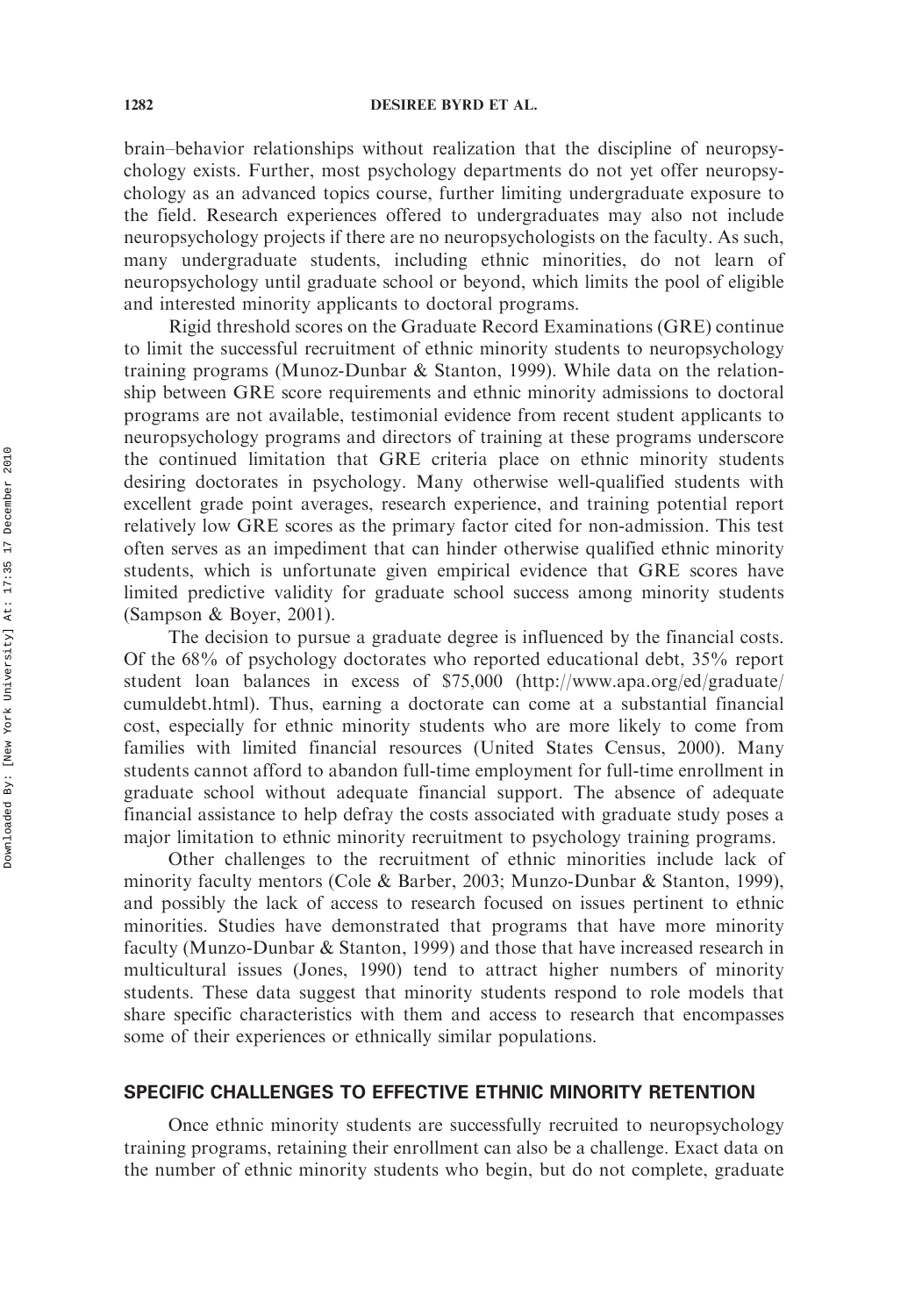brain–behavior relationships without realization that the discipline of neuropsychology exists. Further, most psychology departments do not yet offer neuropsychology as an advanced topics course, further limiting undergraduate exposure to the field. Research experiences offered to undergraduates may also not include neuropsychology projects if there are no neuropsychologists on the faculty. As such, many undergraduate students, including ethnic minorities, do not learn of neuropsychology until graduate school or beyond, which limits the pool of eligible and interested minority applicants to doctoral programs.

Rigid threshold scores on the Graduate Record Examinations (GRE) continue to limit the successful recruitment of ethnic minority students to neuropsychology training programs (Munoz-Dunbar & Stanton, 1999). While data on the relationship between GRE score requirements and ethnic minority admissions to doctoral programs are not available, testimonial evidence from recent student applicants to neuropsychology programs and directors of training at these programs underscore the continued limitation that GRE criteria place on ethnic minority students desiring doctorates in psychology. Many otherwise well-qualified students with excellent grade point averages, research experience, and training potential report relatively low GRE scores as the primary factor cited for non-admission. This test often serves as an impediment that can hinder otherwise qualified ethnic minority students, which is unfortunate given empirical evidence that GRE scores have limited predictive validity for graduate school success among minority students (Sampson & Boyer, 2001).

The decision to pursue a graduate degree is influenced by the financial costs. Of the 68% of psychology doctorates who reported educational debt, 35% report student loan balances in excess of $75,000 (http://www.apa.org/ed/graduate/cumuldebt.html). Thus, earning a doctorate can come at a substantial financial cost, especially for ethnic minority students who are more likely to come from families with limited financial resources (United States Census, 2000). Many students cannot afford to abandon full-time employment for full-time enrollment in graduate school without adequate financial support. The absence of adequate financial assistance to help defray the costs associated with graduate study poses a major limitation to ethnic minority recruitment to psychology training programs.

Other challenges to the recruitment of ethnic minorities include lack of minority faculty mentors (Cole & Barber, 2003; Munzo-Dunbar & Stanton, 1999), and possibly the lack of access to research focused on issues pertinent to ethnic minorities. Studies have demonstrated that programs that have more minority faculty (Munzo-Dunbar & Stanton, 1999) and those that have increased research in multicultural issues (Jones, 1990) tend to attract higher numbers of minority students. These data suggest that minority students respond to role models that share specific characteristics with them and access to research that encompasses some of their experiences or ethnically similar populations.

## SPECIFIC CHALLENGES TO EFFECTIVE ETHNIC MINORITY RETENTION

Once ethnic minority students are successfully recruited to neuropsychology training programs, retaining their enrollment can also be a challenge. Exact data on the number of ethnic minority students who begin, but do not complete, graduate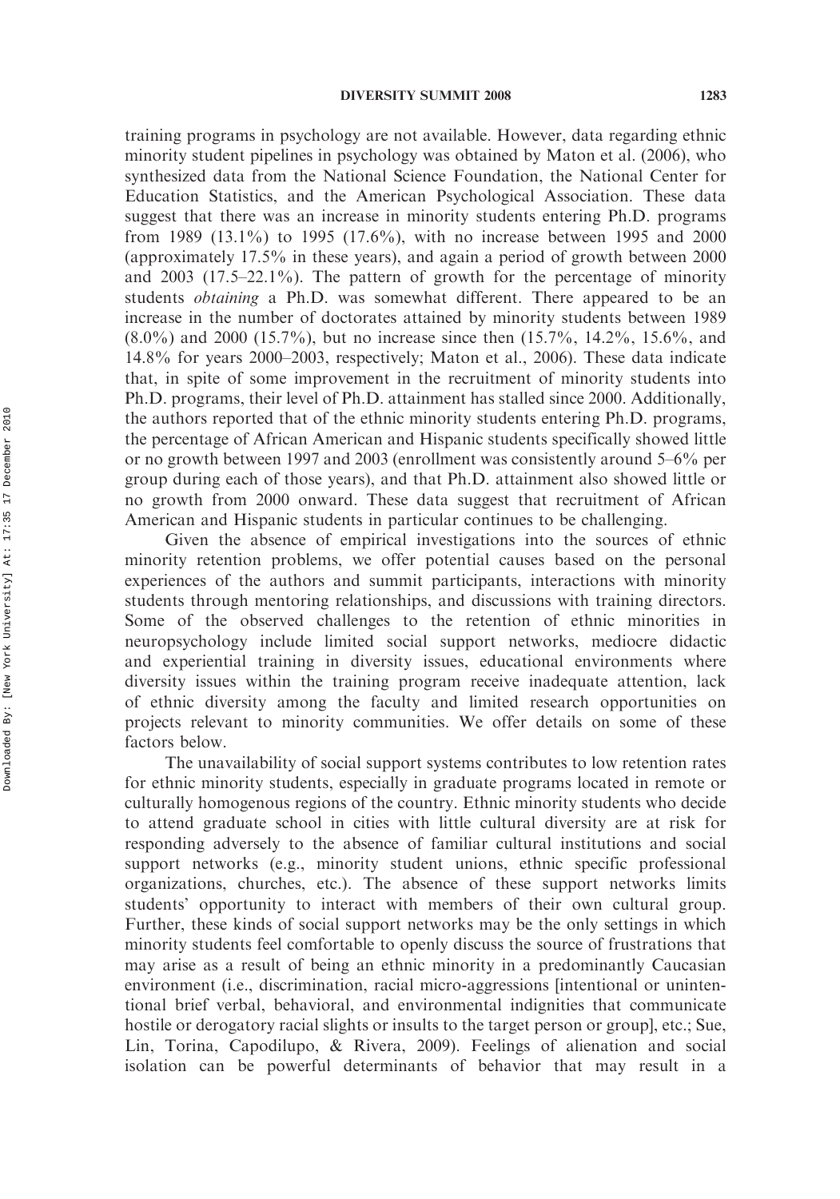training programs in psychology are not available. However, data regarding ethnic minority student pipelines in psychology was obtained by Maton et al. (2006), who synthesized data from the National Science Foundation, the National Center for Education Statistics, and the American Psychological Association. These data suggest that there was an increase in minority students entering Ph.D. programs from 1989 (13.1%) to 1995 (17.6%), with no increase between 1995 and 2000 (approximately 17.5% in these years), and again a period of growth between 2000 and 2003 (17.5–22.1%). The pattern of growth for the percentage of minority students *obtaining* a Ph.D. was somewhat different. There appeared to be an increase in the number of doctorates attained by minority students between 1989 (8.0%) and 2000 (15.7%), but no increase since then (15.7%, 14.2%, 15.6%, and 14.8% for years 2000–2003, respectively; Maton et al., 2006). These data indicate that, in spite of some improvement in the recruitment of minority students into Ph.D. programs, their level of Ph.D. attainment has stalled since 2000. Additionally, the authors reported that of the ethnic minority students entering Ph.D. programs, the percentage of African American and Hispanic students specifically showed little or no growth between 1997 and 2003 (enrollment was consistently around 5–6% per group during each of those years), and that Ph.D. attainment also showed little or no growth from 2000 onward. These data suggest that recruitment of African American and Hispanic students in particular continues to be challenging.

Given the absence of empirical investigations into the sources of ethnic minority retention problems, we offer potential causes based on the personal experiences of the authors and summit participants, interactions with minority students through mentoring relationships, and discussions with training directors. Some of the observed challenges to the retention of ethnic minorities in neuropsychology include limited social support networks, mediocre didactic and experiential training in diversity issues, educational environments where diversity issues within the training program receive inadequate attention, lack of ethnic diversity among the faculty and limited research opportunities on projects relevant to minority communities. We offer details on some of these factors below.

The unavailability of social support systems contributes to low retention rates for ethnic minority students, especially in graduate programs located in remote or culturally homogenous regions of the country. Ethnic minority students who decide to attend graduate school in cities with little cultural diversity are at risk for responding adversely to the absence of familiar cultural institutions and social support networks (e.g., minority student unions, ethnic specific professional organizations, churches, etc.). The absence of these support networks limits students' opportunity to interact with members of their own cultural group. Further, these kinds of social support networks may be the only settings in which minority students feel comfortable to openly discuss the source of frustrations that may arise as a result of being an ethnic minority in a predominantly Caucasian environment (i.e., discrimination, racial micro-aggressions [intentional or unintentional brief verbal, behavioral, and environmental indignities that communicate hostile or derogatory racial slights or insults to the target person or group], etc.; Sue, Lin, Torina, Capodilupo, & Rivera, 2009). Feelings of alienation and social isolation can be powerful determinants of behavior that may result in a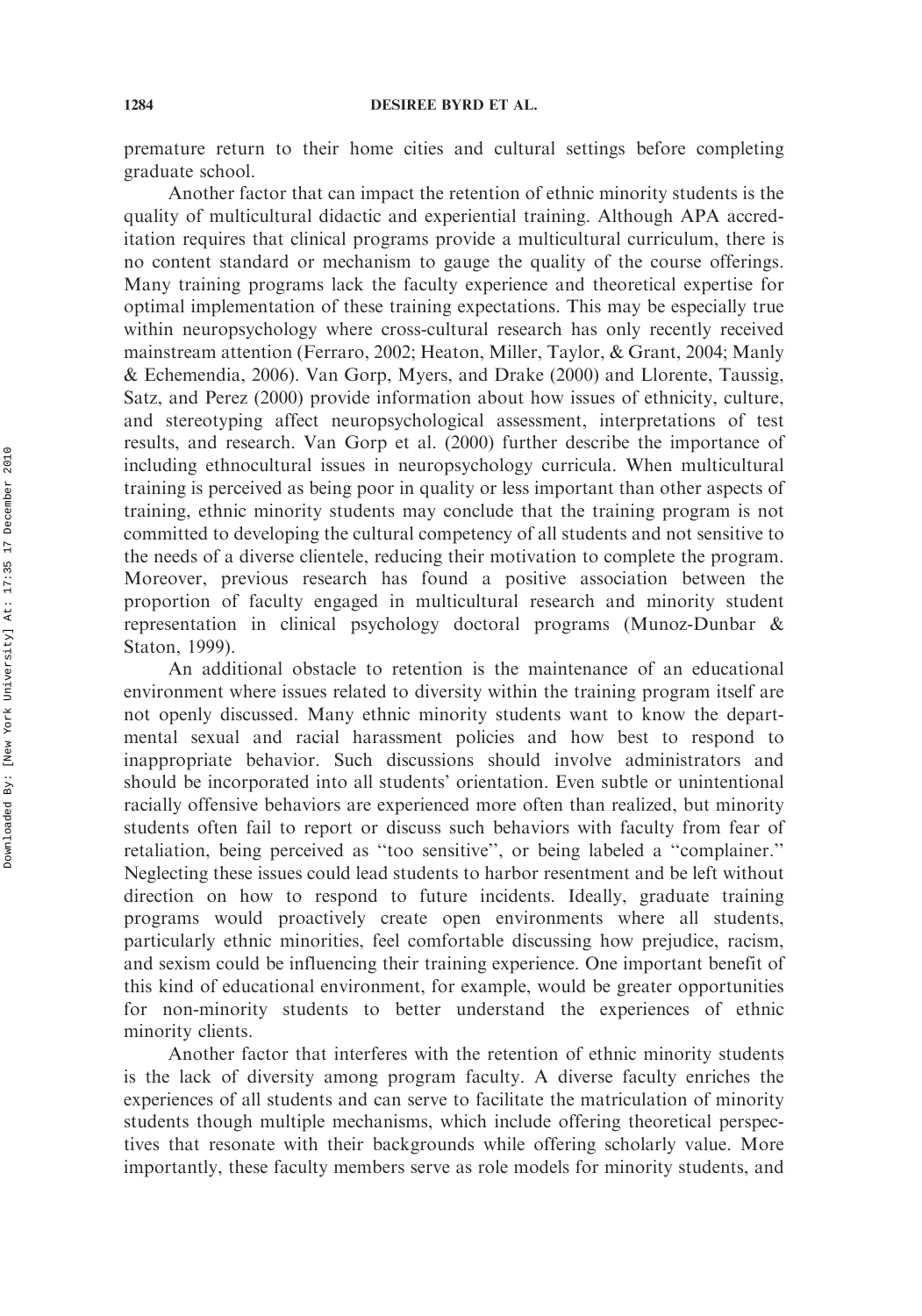premature return to their home cities and cultural settings before completing graduate school.

Another factor that can impact the retention of ethnic minority students is the quality of multicultural didactic and experiential training. Although APA accreditation requires that clinical programs provide a multicultural curriculum, there is no content standard or mechanism to gauge the quality of the course offerings. Many training programs lack the faculty experience and theoretical expertise for optimal implementation of these training expectations. This may be especially true within neuropsychology where cross-cultural research has only recently received mainstream attention (Ferraro, 2002; Heaton, Miller, Taylor, & Grant, 2004; Manly & Echemendia, 2006). Van Gorp, Myers, and Drake (2000) and Llorente, Taussig, Satz, and Perez (2000) provide information about how issues of ethnicity, culture, and stereotyping affect neuropsychological assessment, interpretations of test results, and research. Van Gorp et al. (2000) further describe the importance of including ethnocultural issues in neuropsychology curricula. When multicultural training is perceived as being poor in quality or less important than other aspects of training, ethnic minority students may conclude that the training program is not committed to developing the cultural competency of all students and not sensitive to the needs of a diverse clientele, reducing their motivation to complete the program. Moreover, previous research has found a positive association between the proportion of faculty engaged in multicultural research and minority student representation in clinical psychology doctoral programs (Munoz-Dunbar & Staton, 1999).

An additional obstacle to retention is the maintenance of an educational environment where issues related to diversity within the training program itself are not openly discussed. Many ethnic minority students want to know the departmental sexual and racial harassment policies and how best to respond to inappropriate behavior. Such discussions should involve administrators and should be incorporated into all students' orientation. Even subtle or unintentional racially offensive behaviors are experienced more often than realized, but minority students often fail to report or discuss such behaviors with faculty from fear of retaliation, being perceived as "too sensitive", or being labeled a "complainer." Neglecting these issues could lead students to harbor resentment and be left without direction on how to respond to future incidents. Ideally, graduate training programs would proactively create open environments where all students, particularly ethnic minorities, feel comfortable discussing how prejudice, racism, and sexism could be influencing their training experience. One important benefit of this kind of educational environment, for example, would be greater opportunities for non-minority students to better understand the experiences of ethnic minority clients.

Another factor that interferes with the retention of ethnic minority students is the lack of diversity among program faculty. A diverse faculty enriches the experiences of all students and can serve to facilitate the matriculation of minority students though multiple mechanisms, which include offering theoretical perspectives that resonate with their backgrounds while offering scholarly value. More importantly, these faculty members serve as role models for minority students, and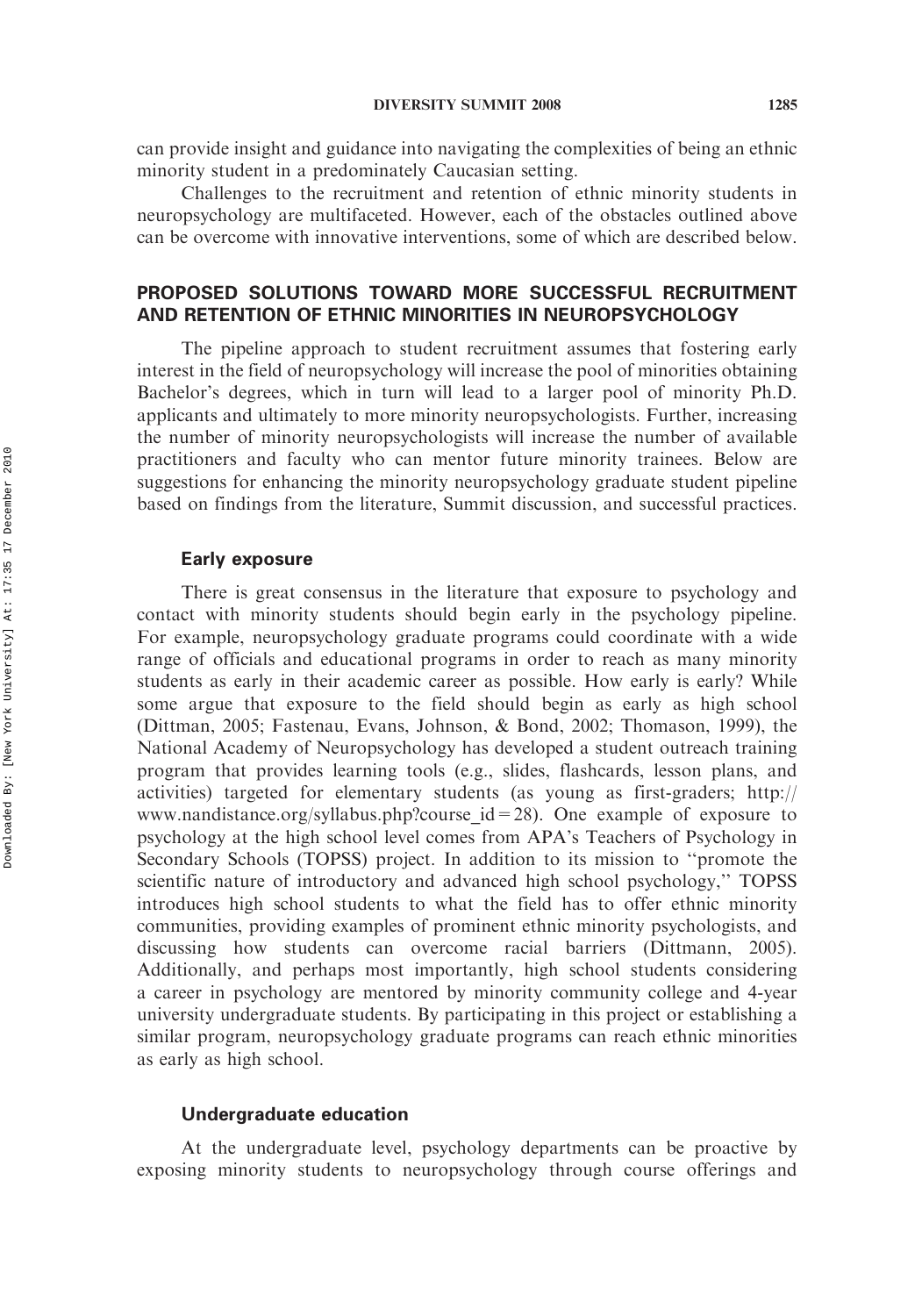can provide insight and guidance into navigating the complexities of being an ethnic minority student in a predominately Caucasian setting.

Challenges to the recruitment and retention of ethnic minority students in neuropsychology are multifaceted. However, each of the obstacles outlined above can be overcome with innovative interventions, some of which are described below.

## PROPOSED SOLUTIONS TOWARD MORE SUCCESSFUL RECRUITMENT AND RETENTION OF ETHNIC MINORITIES IN NEUROPSYCHOLOGY

The pipeline approach to student recruitment assumes that fostering early interest in the field of neuropsychology will increase the pool of minorities obtaining Bachelor's degrees, which in turn will lead to a larger pool of minority Ph.D. applicants and ultimately to more minority neuropsychologists. Further, increasing the number of minority neuropsychologists will increase the number of available practitioners and faculty who can mentor future minority trainees. Below are suggestions for enhancing the minority neuropsychology graduate student pipeline based on findings from the literature, Summit discussion, and successful practices.

### Early exposure

There is great consensus in the literature that exposure to psychology and contact with minority students should begin early in the psychology pipeline. For example, neuropsychology graduate programs could coordinate with a wide range of officials and educational programs in order to reach as many minority students as early in their academic career as possible. How early is early? While some argue that exposure to the field should begin as early as high school (Dittman, 2005; Fastenau, Evans, Johnson, & Bond, 2002; Thomason, 1999), the National Academy of Neuropsychology has developed a student outreach training program that provides learning tools (e.g., slides, flashcards, lesson plans, and activities) targeted for elementary students (as young as first-graders; http://www.nandistance.org/syllabus.php?course_id=28). One example of exposure to psychology at the high school level comes from APA's Teachers of Psychology in Secondary Schools (TOPSS) project. In addition to its mission to "promote the scientific nature of introductory and advanced high school psychology," TOPSS introduces high school students to what the field has to offer ethnic minority communities, providing examples of prominent ethnic minority psychologists, and discussing how students can overcome racial barriers (Dittmann, 2005). Additionally, and perhaps most importantly, high school students considering a career in psychology are mentored by minority community college and 4-year university undergraduate students. By participating in this project or establishing a similar program, neuropsychology graduate programs can reach ethnic minorities as early as high school.

### Undergraduate education

At the undergraduate level, psychology departments can be proactive by exposing minority students to neuropsychology through course offerings and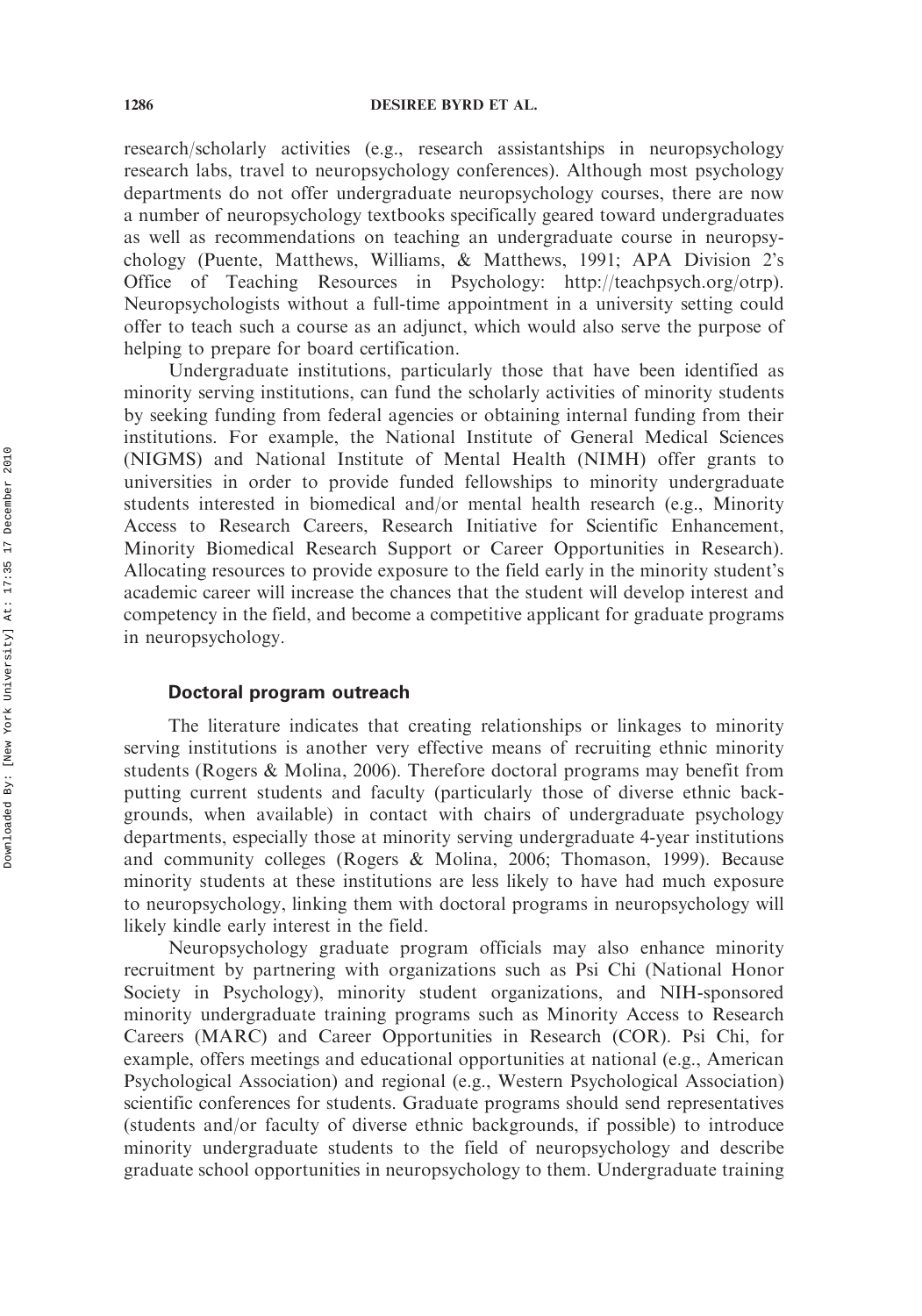research/scholarly activities (e.g., research assistantships in neuropsychology research labs, travel to neuropsychology conferences). Although most psychology departments do not offer undergraduate neuropsychology courses, there are now a number of neuropsychology textbooks specifically geared toward undergraduates as well as recommendations on teaching an undergraduate course in neuropsychology (Puente, Matthews, Williams, & Matthews, 1991; APA Division 2's Office of Teaching Resources in Psychology: http://teachpsych.org/otrp). Neuropsychologists without a full-time appointment in a university setting could offer to teach such a course as an adjunct, which would also serve the purpose of helping to prepare for board certification.

Undergraduate institutions, particularly those that have been identified as minority serving institutions, can fund the scholarly activities of minority students by seeking funding from federal agencies or obtaining internal funding from their institutions. For example, the National Institute of General Medical Sciences (NIGMS) and National Institute of Mental Health (NIMH) offer grants to universities in order to provide funded fellowships to minority undergraduate students interested in biomedical and/or mental health research (e.g., Minority Access to Research Careers, Research Initiative for Scientific Enhancement, Minority Biomedical Research Support or Career Opportunities in Research). Allocating resources to provide exposure to the field early in the minority student's academic career will increase the chances that the student will develop interest and competency in the field, and become a competitive applicant for graduate programs in neuropsychology.

### Doctoral program outreach

The literature indicates that creating relationships or linkages to minority serving institutions is another very effective means of recruiting ethnic minority students (Rogers & Molina, 2006). Therefore doctoral programs may benefit from putting current students and faculty (particularly those of diverse ethnic backgrounds, when available) in contact with chairs of undergraduate psychology departments, especially those at minority serving undergraduate 4-year institutions and community colleges (Rogers & Molina, 2006; Thomason, 1999). Because minority students at these institutions are less likely to have had much exposure to neuropsychology, linking them with doctoral programs in neuropsychology will likely kindle early interest in the field.

Neuropsychology graduate program officials may also enhance minority recruitment by partnering with organizations such as Psi Chi (National Honor Society in Psychology), minority student organizations, and NIH-sponsored minority undergraduate training programs such as Minority Access to Research Careers (MARC) and Career Opportunities in Research (COR). Psi Chi, for example, offers meetings and educational opportunities at national (e.g., American Psychological Association) and regional (e.g., Western Psychological Association) scientific conferences for students. Graduate programs should send representatives (students and/or faculty of diverse ethnic backgrounds, if possible) to introduce minority undergraduate students to the field of neuropsychology and describe graduate school opportunities in neuropsychology to them. Undergraduate training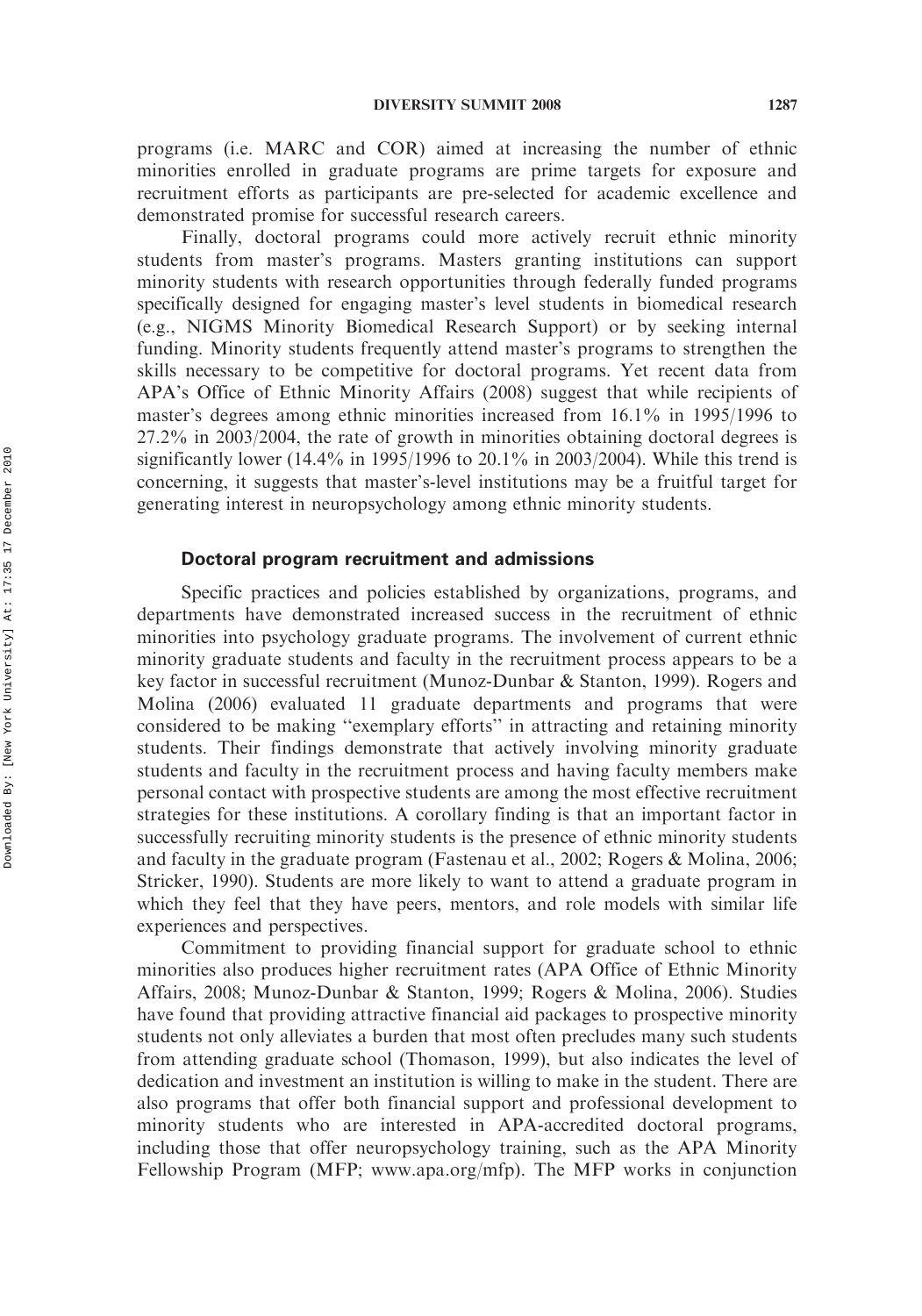programs (i.e. MARC and COR) aimed at increasing the number of ethnic minorities enrolled in graduate programs are prime targets for exposure and recruitment efforts as participants are pre-selected for academic excellence and demonstrated promise for successful research careers.

Finally, doctoral programs could more actively recruit ethnic minority students from master's programs. Masters granting institutions can support minority students with research opportunities through federally funded programs specifically designed for engaging master's level students in biomedical research (e.g., NIGMS Minority Biomedical Research Support) or by seeking internal funding. Minority students frequently attend master's programs to strengthen the skills necessary to be competitive for doctoral programs. Yet recent data from APA's Office of Ethnic Minority Affairs (2008) suggest that while recipients of master's degrees among ethnic minorities increased from 16.1% in 1995/1996 to 27.2% in 2003/2004, the rate of growth in minorities obtaining doctoral degrees is significantly lower (14.4% in 1995/1996 to 20.1% in 2003/2004). While this trend is concerning, it suggests that master's-level institutions may be a fruitful target for generating interest in neuropsychology among ethnic minority students.

### Doctoral program recruitment and admissions

Specific practices and policies established by organizations, programs, and departments have demonstrated increased success in the recruitment of ethnic minorities into psychology graduate programs. The involvement of current ethnic minority graduate students and faculty in the recruitment process appears to be a key factor in successful recruitment (Munoz-Dunbar & Stanton, 1999). Rogers and Molina (2006) evaluated 11 graduate departments and programs that were considered to be making "exemplary efforts" in attracting and retaining minority students. Their findings demonstrate that actively involving minority graduate students and faculty in the recruitment process and having faculty members make personal contact with prospective students are among the most effective recruitment strategies for these institutions. A corollary finding is that an important factor in successfully recruiting minority students is the presence of ethnic minority students and faculty in the graduate program (Fastenau et al., 2002; Rogers & Molina, 2006; Stricker, 1990). Students are more likely to want to attend a graduate program in which they feel that they have peers, mentors, and role models with similar life experiences and perspectives.

Commitment to providing financial support for graduate school to ethnic minorities also produces higher recruitment rates (APA Office of Ethnic Minority Affairs, 2008; Munoz-Dunbar & Stanton, 1999; Rogers & Molina, 2006). Studies have found that providing attractive financial aid packages to prospective minority students not only alleviates a burden that most often precludes many such students from attending graduate school (Thomason, 1999), but also indicates the level of dedication and investment an institution is willing to make in the student. There are also programs that offer both financial support and professional development to minority students who are interested in APA-accredited doctoral programs, including those that offer neuropsychology training, such as the APA Minority Fellowship Program (MFP; www.apa.org/mfp). The MFP works in conjunction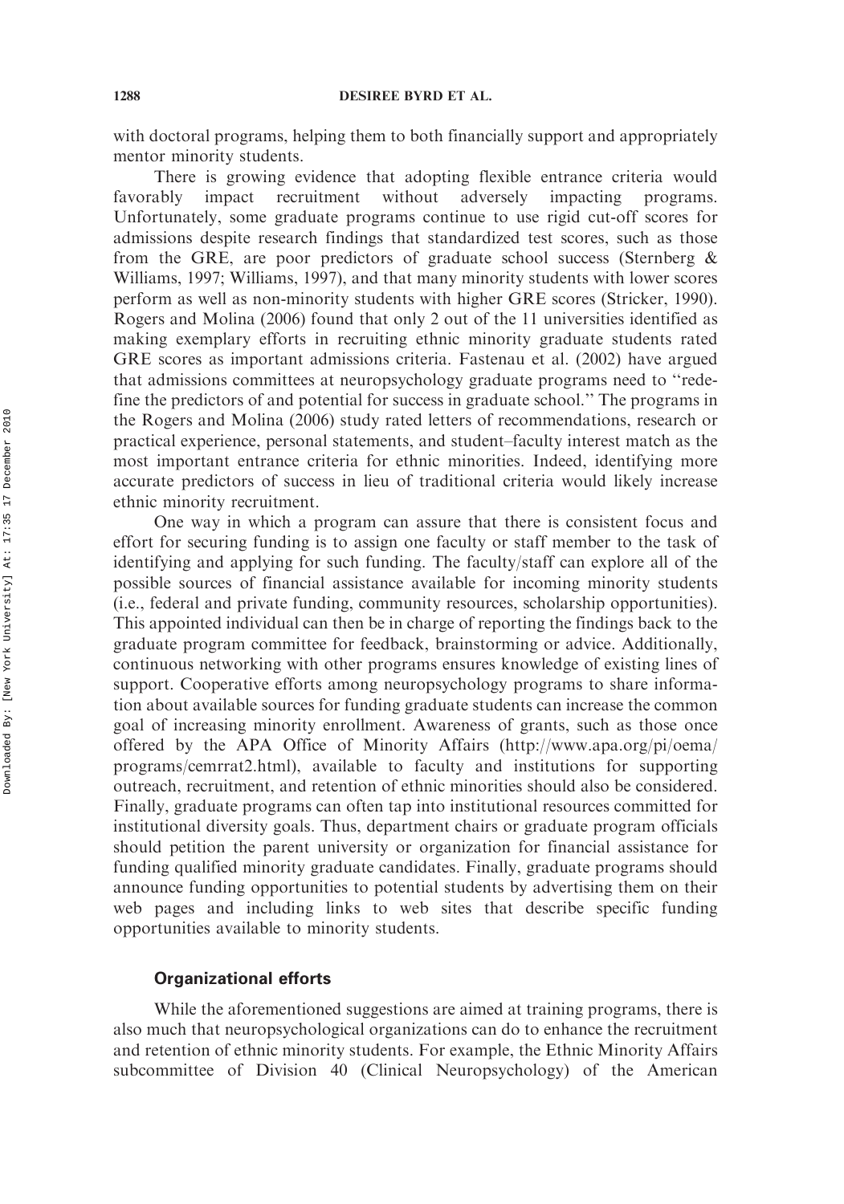with doctoral programs, helping them to both financially support and appropriately mentor minority students.

There is growing evidence that adopting flexible entrance criteria would favorably impact recruitment without adversely impacting programs. Unfortunately, some graduate programs continue to use rigid cut-off scores for admissions despite research findings that standardized test scores, such as those from the GRE, are poor predictors of graduate school success (Sternberg & Williams, 1997; Williams, 1997), and that many minority students with lower scores perform as well as non-minority students with higher GRE scores (Stricker, 1990). Rogers and Molina (2006) found that only 2 out of the 11 universities identified as making exemplary efforts in recruiting ethnic minority graduate students rated GRE scores as important admissions criteria. Fastenau et al. (2002) have argued that admissions committees at neuropsychology graduate programs need to ''redefine the predictors of and potential for success in graduate school.'' The programs in the Rogers and Molina (2006) study rated letters of recommendations, research or practical experience, personal statements, and student–faculty interest match as the most important entrance criteria for ethnic minorities. Indeed, identifying more accurate predictors of success in lieu of traditional criteria would likely increase ethnic minority recruitment.

One way in which a program can assure that there is consistent focus and effort for securing funding is to assign one faculty or staff member to the task of identifying and applying for such funding. The faculty/staff can explore all of the possible sources of financial assistance available for incoming minority students (i.e., federal and private funding, community resources, scholarship opportunities). This appointed individual can then be in charge of reporting the findings back to the graduate program committee for feedback, brainstorming or advice. Additionally, continuous networking with other programs ensures knowledge of existing lines of support. Cooperative efforts among neuropsychology programs to share information about available sources for funding graduate students can increase the common goal of increasing minority enrollment. Awareness of grants, such as those once offered by the APA Office of Minority Affairs (http://www.apa.org/pi/oema/programs/cemrrat2.html), available to faculty and institutions for supporting outreach, recruitment, and retention of ethnic minorities should also be considered. Finally, graduate programs can often tap into institutional resources committed for institutional diversity goals. Thus, department chairs or graduate program officials should petition the parent university or organization for financial assistance for funding qualified minority graduate candidates. Finally, graduate programs should announce funding opportunities to potential students by advertising them on their web pages and including links to web sites that describe specific funding opportunities available to minority students.

### Organizational efforts

While the aforementioned suggestions are aimed at training programs, there is also much that neuropsychological organizations can do to enhance the recruitment and retention of ethnic minority students. For example, the Ethnic Minority Affairs subcommittee of Division 40 (Clinical Neuropsychology) of the American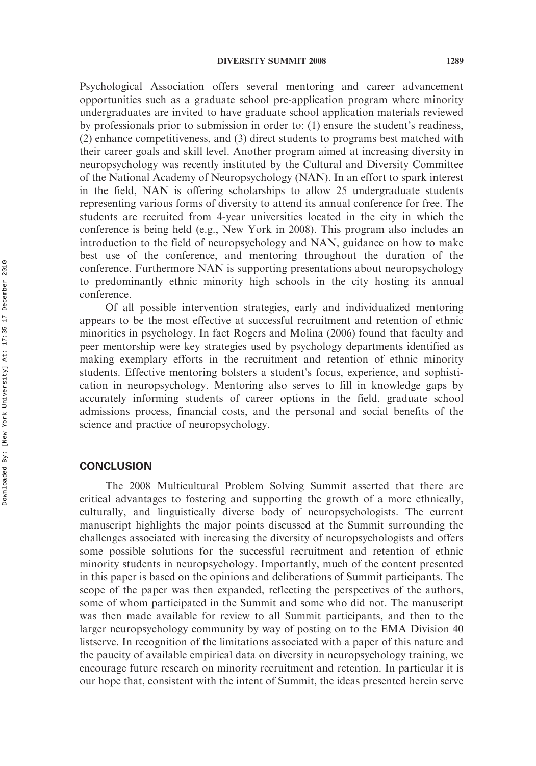Psychological Association offers several mentoring and career advancement opportunities such as a graduate school pre-application program where minority undergraduates are invited to have graduate school application materials reviewed by professionals prior to submission in order to: (1) ensure the student's readiness, (2) enhance competitiveness, and (3) direct students to programs best matched with their career goals and skill level. Another program aimed at increasing diversity in neuropsychology was recently instituted by the Cultural and Diversity Committee of the National Academy of Neuropsychology (NAN). In an effort to spark interest in the field, NAN is offering scholarships to allow 25 undergraduate students representing various forms of diversity to attend its annual conference for free. The students are recruited from 4-year universities located in the city in which the conference is being held (e.g., New York in 2008). This program also includes an introduction to the field of neuropsychology and NAN, guidance on how to make best use of the conference, and mentoring throughout the duration of the conference. Furthermore NAN is supporting presentations about neuropsychology to predominantly ethnic minority high schools in the city hosting its annual conference.

Of all possible intervention strategies, early and individualized mentoring appears to be the most effective at successful recruitment and retention of ethnic minorities in psychology. In fact Rogers and Molina (2006) found that faculty and peer mentorship were key strategies used by psychology departments identified as making exemplary efforts in the recruitment and retention of ethnic minority students. Effective mentoring bolsters a student's focus, experience, and sophistication in neuropsychology. Mentoring also serves to fill in knowledge gaps by accurately informing students of career options in the field, graduate school admissions process, financial costs, and the personal and social benefits of the science and practice of neuropsychology.

## CONCLUSION

The 2008 Multicultural Problem Solving Summit asserted that there are critical advantages to fostering and supporting the growth of a more ethnically, culturally, and linguistically diverse body of neuropsychologists. The current manuscript highlights the major points discussed at the Summit surrounding the challenges associated with increasing the diversity of neuropsychologists and offers some possible solutions for the successful recruitment and retention of ethnic minority students in neuropsychology. Importantly, much of the content presented in this paper is based on the opinions and deliberations of Summit participants. The scope of the paper was then expanded, reflecting the perspectives of the authors, some of whom participated in the Summit and some who did not. The manuscript was then made available for review to all Summit participants, and then to the larger neuropsychology community by way of posting on to the EMA Division 40 listserve. In recognition of the limitations associated with a paper of this nature and the paucity of available empirical data on diversity in neuropsychology training, we encourage future research on minority recruitment and retention. In particular it is our hope that, consistent with the intent of Summit, the ideas presented herein serve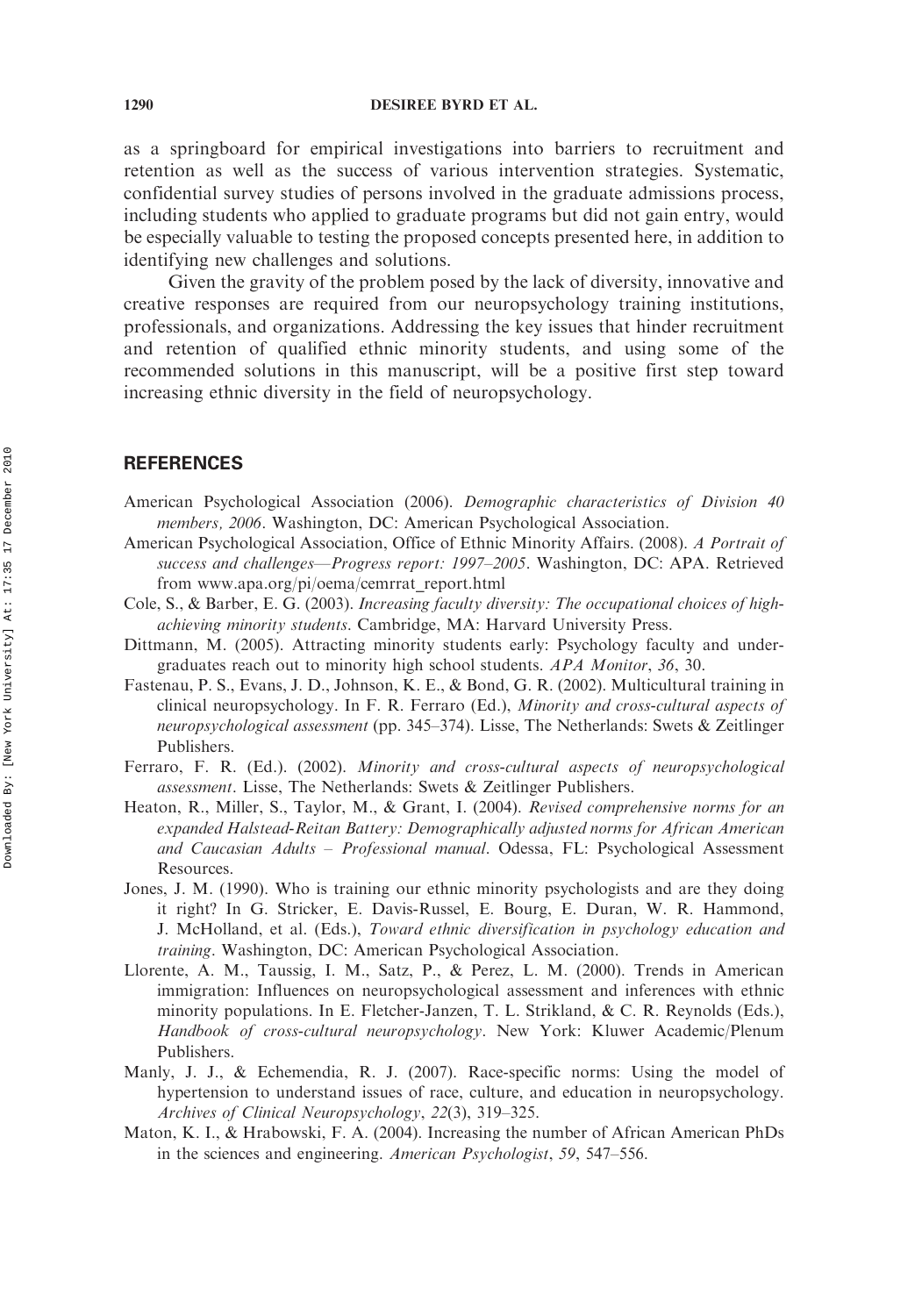as a springboard for empirical investigations into barriers to recruitment and retention as well as the success of various intervention strategies. Systematic, confidential survey studies of persons involved in the graduate admissions process, including students who applied to graduate programs but did not gain entry, would be especially valuable to testing the proposed concepts presented here, in addition to identifying new challenges and solutions.

Given the gravity of the problem posed by the lack of diversity, innovative and creative responses are required from our neuropsychology training institutions, professionals, and organizations. Addressing the key issues that hinder recruitment and retention of qualified ethnic minority students, and using some of the recommended solutions in this manuscript, will be a positive first step toward increasing ethnic diversity in the field of neuropsychology.

## REFERENCES

American Psychological Association (2006). *Demographic characteristics of Division 40 members, 2006*. Washington, DC: American Psychological Association.

American Psychological Association, Office of Ethnic Minority Affairs. (2008). *A Portrait of success and challenges—Progress report: 1997–2005*. Washington, DC: APA. Retrieved from www.apa.org/pi/oema/cemrrat_report.html

Cole, S., & Barber, E. G. (2003). *Increasing faculty diversity: The occupational choices of high-achieving minority students*. Cambridge, MA: Harvard University Press.

Dittmann, M. (2005). Attracting minority students early: Psychology faculty and undergraduates reach out to minority high school students. *APA Monitor*, *36*, 30.

Fastenau, P. S., Evans, J. D., Johnson, K. E., & Bond, G. R. (2002). Multicultural training in clinical neuropsychology. In F. R. Ferraro (Ed.), *Minority and cross-cultural aspects of neuropsychological assessment* (pp. 345–374). Lisse, The Netherlands: Swets & Zeitlinger Publishers.

Ferraro, F. R. (Ed.). (2002). *Minority and cross-cultural aspects of neuropsychological assessment*. Lisse, The Netherlands: Swets & Zeitlinger Publishers.

Heaton, R., Miller, S., Taylor, M., & Grant, I. (2004). *Revised comprehensive norms for an expanded Halstead-Reitan Battery: Demographically adjusted norms for African American and Caucasian Adults – Professional manual*. Odessa, FL: Psychological Assessment Resources.

Jones, J. M. (1990). Who is training our ethnic minority psychologists and are they doing it right? In G. Stricker, E. Davis-Russel, E. Bourg, E. Duran, W. R. Hammond, J. McHolland, et al. (Eds.), *Toward ethnic diversification in psychology education and training*. Washington, DC: American Psychological Association.

Llorente, A. M., Taussig, I. M., Satz, P., & Perez, L. M. (2000). Trends in American immigration: Influences on neuropsychological assessment and inferences with ethnic minority populations. In E. Fletcher-Janzen, T. L. Strikland, & C. R. Reynolds (Eds.), *Handbook of cross-cultural neuropsychology*. New York: Kluwer Academic/Plenum Publishers.

Manly, J. J., & Echemendia, R. J. (2007). Race-specific norms: Using the model of hypertension to understand issues of race, culture, and education in neuropsychology. *Archives of Clinical Neuropsychology*, *22*(3), 319–325.

Maton, K. I., & Hrabowski, F. A. (2004). Increasing the number of African American PhDs in the sciences and engineering. *American Psychologist*, *59*, 547–556.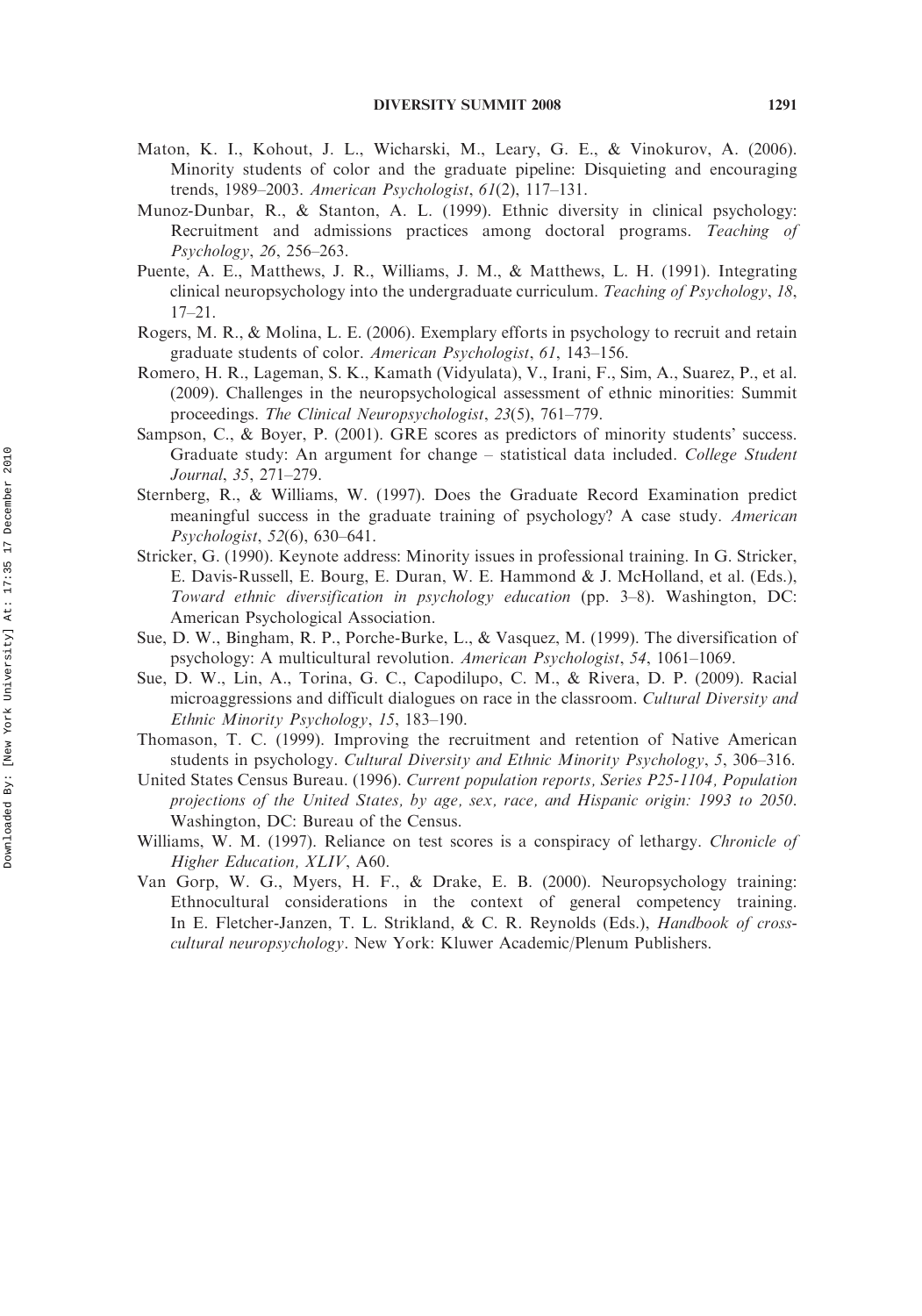Maton, K. I., Kohout, J. L., Wicharski, M., Leary, G. E., & Vinokurov, A. (2006). Minority students of color and the graduate pipeline: Disquieting and encouraging trends, 1989–2003. *American Psychologist*, *61*(2), 117–131.

Munoz-Dunbar, R., & Stanton, A. L. (1999). Ethnic diversity in clinical psychology: Recruitment and admissions practices among doctoral programs. *Teaching of Psychology*, *26*, 256–263.

Puente, A. E., Matthews, J. R., Williams, J. M., & Matthews, L. H. (1991). Integrating clinical neuropsychology into the undergraduate curriculum. *Teaching of Psychology*, *18*, 17–21.

Rogers, M. R., & Molina, L. E. (2006). Exemplary efforts in psychology to recruit and retain graduate students of color. *American Psychologist*, *61*, 143–156.

Romero, H. R., Lageman, S. K., Kamath (Vidyulata), V., Irani, F., Sim, A., Suarez, P., et al. (2009). Challenges in the neuropsychological assessment of ethnic minorities: Summit proceedings. *The Clinical Neuropsychologist*, *23*(5), 761–779.

Sampson, C., & Boyer, P. (2001). GRE scores as predictors of minority students' success. Graduate study: An argument for change – statistical data included. *College Student Journal*, *35*, 271–279.

Sternberg, R., & Williams, W. (1997). Does the Graduate Record Examination predict meaningful success in the graduate training of psychology? A case study. *American Psychologist*, *52*(6), 630–641.

Stricker, G. (1990). Keynote address: Minority issues in professional training. In G. Stricker, E. Davis-Russell, E. Bourg, E. Duran, W. E. Hammond & J. McHolland, et al. (Eds.), *Toward ethnic diversification in psychology education* (pp. 3–8). Washington, DC: American Psychological Association.

Sue, D. W., Bingham, R. P., Porche-Burke, L., & Vasquez, M. (1999). The diversification of psychology: A multicultural revolution. *American Psychologist*, *54*, 1061–1069.

Sue, D. W., Lin, A., Torina, G. C., Capodilupo, C. M., & Rivera, D. P. (2009). Racial microaggressions and difficult dialogues on race in the classroom. *Cultural Diversity and Ethnic Minority Psychology*, *15*, 183–190.

Thomason, T. C. (1999). Improving the recruitment and retention of Native American students in psychology. *Cultural Diversity and Ethnic Minority Psychology*, *5*, 306–316.

United States Census Bureau. (1996). *Current population reports, Series P25-1104, Population projections of the United States, by age, sex, race, and Hispanic origin: 1993 to 2050*. Washington, DC: Bureau of the Census.

Williams, W. M. (1997). Reliance on test scores is a conspiracy of lethargy. *Chronicle of Higher Education, XLIV*, A60.

Van Gorp, W. G., Myers, H. F., & Drake, E. B. (2000). Neuropsychology training: Ethnocultural considerations in the context of general competency training. In E. Fletcher-Janzen, T. L. Strikland, & C. R. Reynolds (Eds.), *Handbook of cross-cultural neuropsychology*. New York: Kluwer Academic/Plenum Publishers.